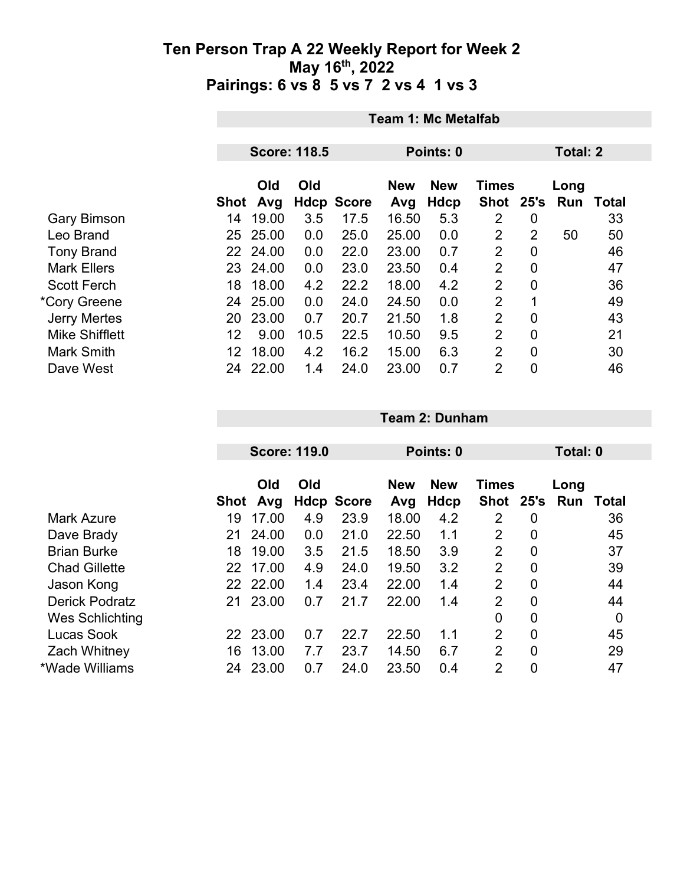# Ten Person Trap A 22 Weekly Report for Week 2

## May 16th, 2022

## Pairings: 6 vs 8 5 vs 7 2 vs 4 1 vs 3

### Team 1: Mc Metalfab

**Score: 118.5** | **Points: 0** | **Total: 2**

| | Shot | Old Avg | Old Hdcp | Score | New Avg | New Hdcp | Times Shot | 25's | Long Run | Total |
|---|---|---|---|---|---|---|---|---|---|---|
| Gary Bimson | 14 | 19.00 | 3.5 | 17.5 | 16.50 | 5.3 | 2 | 0 | | 33 |
| Leo Brand | 25 | 25.00 | 0.0 | 25.0 | 25.00 | 0.0 | 2 | 2 | 50 | 50 |
| Tony Brand | 22 | 24.00 | 0.0 | 22.0 | 23.00 | 0.7 | 2 | 0 | | 46 |
| Mark Ellers | 23 | 24.00 | 0.0 | 23.0 | 23.50 | 0.4 | 2 | 0 | | 47 |
| Scott Ferch | 18 | 18.00 | 4.2 | 22.2 | 18.00 | 4.2 | 2 | 0 | | 36 |
| *Cory Greene | 24 | 25.00 | 0.0 | 24.0 | 24.50 | 0.0 | 2 | 1 | | 49 |
| Jerry Mertes | 20 | 23.00 | 0.7 | 20.7 | 21.50 | 1.8 | 2 | 0 | | 43 |
| Mike Shifflett | 12 | 9.00 | 10.5 | 22.5 | 10.50 | 9.5 | 2 | 0 | | 21 |
| Mark Smith | 12 | 18.00 | 4.2 | 16.2 | 15.00 | 6.3 | 2 | 0 | | 30 |
| Dave West | 24 | 22.00 | 1.4 | 24.0 | 23.00 | 0.7 | 2 | 0 | | 46 |

### Team 2: Dunham

**Score: 119.0** | **Points: 0** | **Total: 0**

| | Shot | Old Avg | Old Hdcp | Score | New Avg | New Hdcp | Times Shot | 25's | Long Run | Total |
|---|---|---|---|---|---|---|---|---|---|---|
| Mark Azure | 19 | 17.00 | 4.9 | 23.9 | 18.00 | 4.2 | 2 | 0 | | 36 |
| Dave Brady | 21 | 24.00 | 0.0 | 21.0 | 22.50 | 1.1 | 2 | 0 | | 45 |
| Brian Burke | 18 | 19.00 | 3.5 | 21.5 | 18.50 | 3.9 | 2 | 0 | | 37 |
| Chad Gillette | 22 | 17.00 | 4.9 | 24.0 | 19.50 | 3.2 | 2 | 0 | | 39 |
| Jason Kong | 22 | 22.00 | 1.4 | 23.4 | 22.00 | 1.4 | 2 | 0 | | 44 |
| Derick Podratz | 21 | 23.00 | 0.7 | 21.7 | 22.00 | 1.4 | 2 | 0 | | 44 |
| Wes Schlichting | | | | | | | 0 | 0 | | 0 |
| Lucas Sook | 22 | 23.00 | 0.7 | 22.7 | 22.50 | 1.1 | 2 | 0 | | 45 |
| Zach Whitney | 16 | 13.00 | 7.7 | 23.7 | 14.50 | 6.7 | 2 | 0 | | 29 |
| *Wade Williams | 24 | 23.00 | 0.7 | 24.0 | 23.50 | 0.4 | 2 | 0 | | 47 |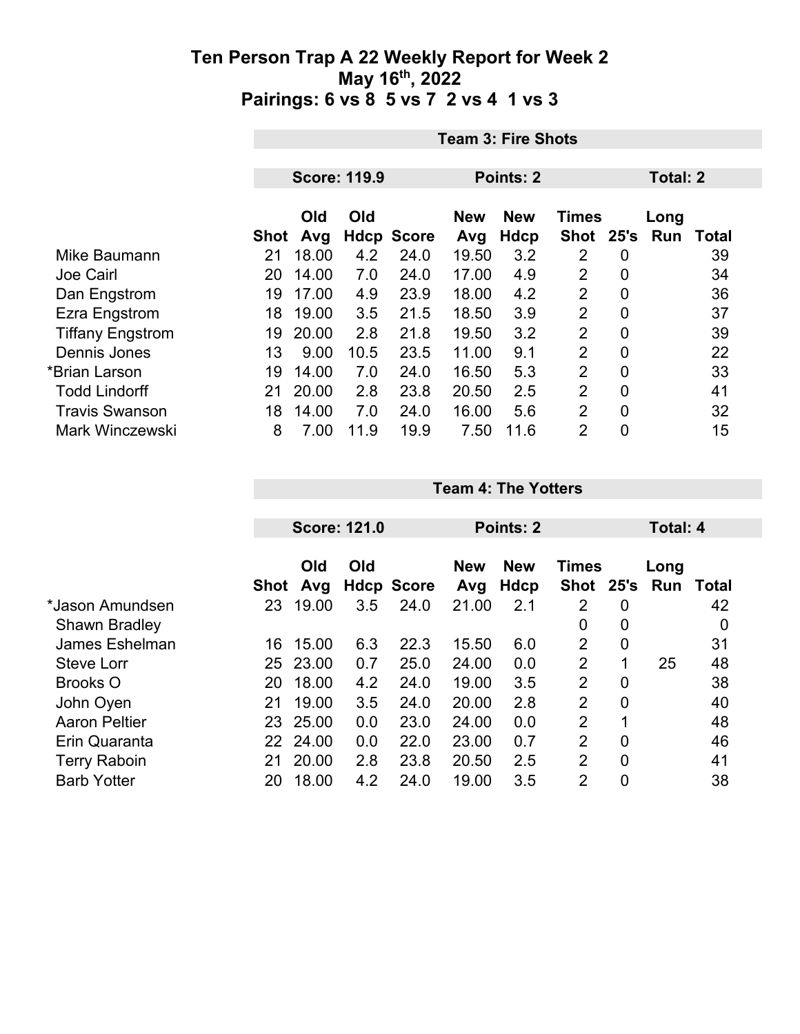# Ten Person Trap A 22 Weekly Report for Week 2
## May 16th, 2022
## Pairings: 6 vs 8 5 vs 7 2 vs 4 1 vs 3

**Team 3: Fire Shots**

**Score: 119.9** | **Points: 2** | **Total: 2**

| | Shot | Old Avg | Old Hdcp | Score | New Avg | New Hdcp | Times Shot | 25's | Long Run | Total |
|---|---|---|---|---|---|---|---|---|---|---|
| Mike Baumann | 21 | 18.00 | 4.2 | 24.0 | 19.50 | 3.2 | 2 | 0 | | 39 |
| Joe Cairl | 20 | 14.00 | 7.0 | 24.0 | 17.00 | 4.9 | 2 | 0 | | 34 |
| Dan Engstrom | 19 | 17.00 | 4.9 | 23.9 | 18.00 | 4.2 | 2 | 0 | | 36 |
| Ezra Engstrom | 18 | 19.00 | 3.5 | 21.5 | 18.50 | 3.9 | 2 | 0 | | 37 |
| Tiffany Engstrom | 19 | 20.00 | 2.8 | 21.8 | 19.50 | 3.2 | 2 | 0 | | 39 |
| Dennis Jones | 13 | 9.00 | 10.5 | 23.5 | 11.00 | 9.1 | 2 | 0 | | 22 |
| *Brian Larson | 19 | 14.00 | 7.0 | 24.0 | 16.50 | 5.3 | 2 | 0 | | 33 |
| Todd Lindorff | 21 | 20.00 | 2.8 | 23.8 | 20.50 | 2.5 | 2 | 0 | | 41 |
| Travis Swanson | 18 | 14.00 | 7.0 | 24.0 | 16.00 | 5.6 | 2 | 0 | | 32 |
| Mark Winczewski | 8 | 7.00 | 11.9 | 19.9 | 7.50 | 11.6 | 2 | 0 | | 15 |

**Team 4: The Yotters**

**Score: 121.0** | **Points: 2** | **Total: 4**

| | Shot | Old Avg | Old Hdcp | Score | New Avg | New Hdcp | Times Shot | 25's | Long Run | Total |
|---|---|---|---|---|---|---|---|---|---|---|
| *Jason Amundsen | 23 | 19.00 | 3.5 | 24.0 | 21.00 | 2.1 | 2 | 0 | | 42 |
| Shawn Bradley | | | | | | | 0 | 0 | | 0 |
| James Eshelman | 16 | 15.00 | 6.3 | 22.3 | 15.50 | 6.0 | 2 | 0 | | 31 |
| Steve Lorr | 25 | 23.00 | 0.7 | 25.0 | 24.00 | 0.0 | 2 | 1 | 25 | 48 |
| Brooks O | 20 | 18.00 | 4.2 | 24.0 | 19.00 | 3.5 | 2 | 0 | | 38 |
| John Oyen | 21 | 19.00 | 3.5 | 24.0 | 20.00 | 2.8 | 2 | 0 | | 40 |
| Aaron Peltier | 23 | 25.00 | 0.0 | 23.0 | 24.00 | 0.0 | 2 | 1 | | 48 |
| Erin Quaranta | 22 | 24.00 | 0.0 | 22.0 | 23.00 | 0.7 | 2 | 0 | | 46 |
| Terry Raboin | 21 | 20.00 | 2.8 | 23.8 | 20.50 | 2.5 | 2 | 0 | | 41 |
| Barb Yotter | 20 | 18.00 | 4.2 | 24.0 | 19.00 | 3.5 | 2 | 0 | | 38 |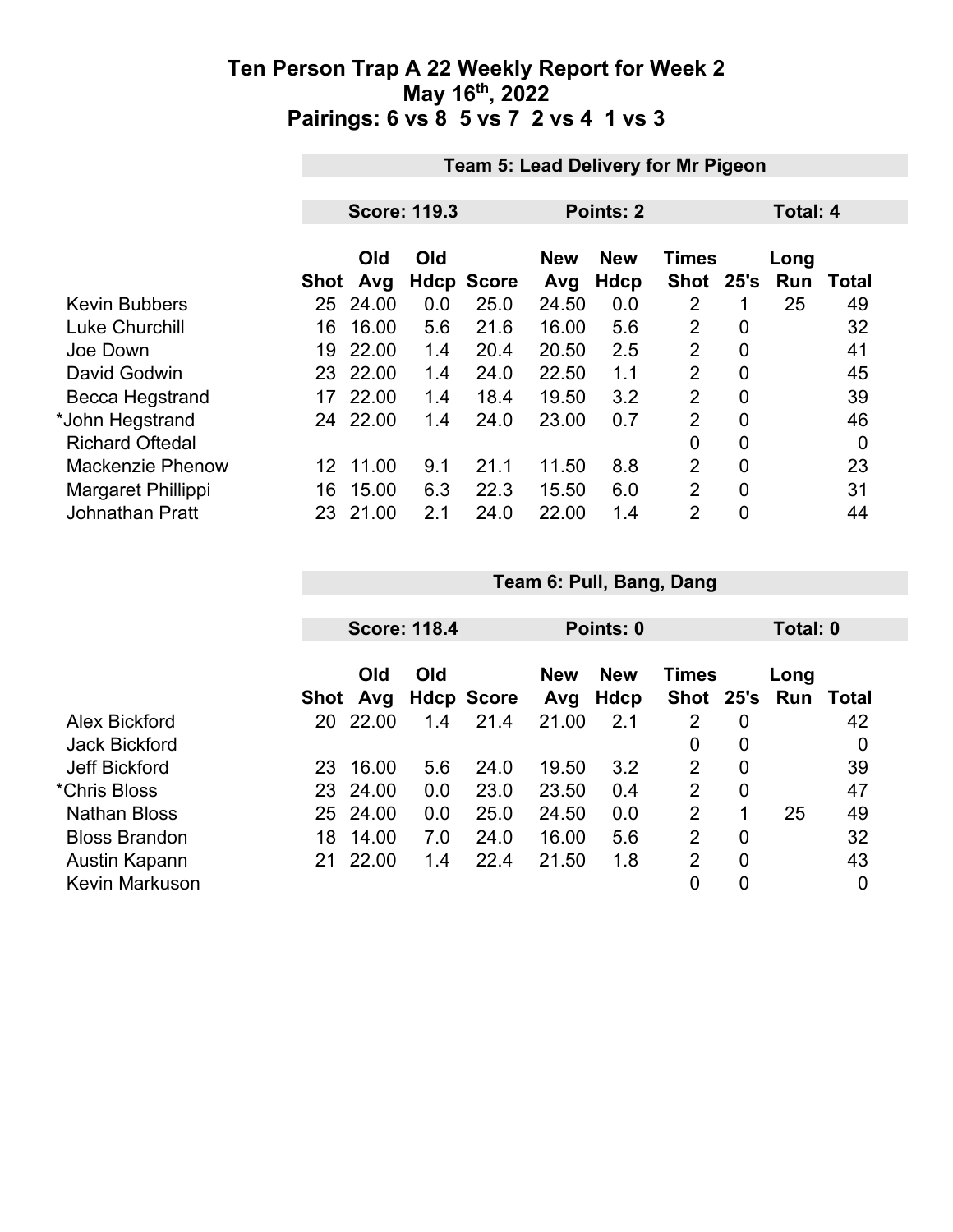# Ten Person Trap A 22 Weekly Report for Week 2

## May 16th, 2022

## Pairings: 6 vs 8  5 vs 7  2 vs 4  1 vs 3

### Team 5: Lead Delivery for Mr Pigeon

**Score: 119.3** | **Points: 2** | **Total: 4**

| | Shot | Old Avg | Old Hdcp | Score | New Avg | New Hdcp | Times Shot | 25's | Long Run | Total |
|---|---|---|---|---|---|---|---|---|---|---|
| Kevin Bubbers | 25 | 24.00 | 0.0 | 25.0 | 24.50 | 0.0 | 2 | 1 | 25 | 49 |
| Luke Churchill | 16 | 16.00 | 5.6 | 21.6 | 16.00 | 5.6 | 2 | 0 | | 32 |
| Joe Down | 19 | 22.00 | 1.4 | 20.4 | 20.50 | 2.5 | 2 | 0 | | 41 |
| David Godwin | 23 | 22.00 | 1.4 | 24.0 | 22.50 | 1.1 | 2 | 0 | | 45 |
| Becca Hegstrand | 17 | 22.00 | 1.4 | 18.4 | 19.50 | 3.2 | 2 | 0 | | 39 |
| *John Hegstrand | 24 | 22.00 | 1.4 | 24.0 | 23.00 | 0.7 | 2 | 0 | | 46 |
| Richard Oftedal | | | | | | | 0 | 0 | | 0 |
| Mackenzie Phenow | 12 | 11.00 | 9.1 | 21.1 | 11.50 | 8.8 | 2 | 0 | | 23 |
| Margaret Phillippi | 16 | 15.00 | 6.3 | 22.3 | 15.50 | 6.0 | 2 | 0 | | 31 |
| Johnathan Pratt | 23 | 21.00 | 2.1 | 24.0 | 22.00 | 1.4 | 2 | 0 | | 44 |

### Team 6: Pull, Bang, Dang

**Score: 118.4** | **Points: 0** | **Total: 0**

| | Shot | Old Avg | Old Hdcp | Score | New Avg | New Hdcp | Times Shot | 25's | Long Run | Total |
|---|---|---|---|---|---|---|---|---|---|---|
| Alex Bickford | 20 | 22.00 | 1.4 | 21.4 | 21.00 | 2.1 | 2 | 0 | | 42 |
| Jack Bickford | | | | | | | 0 | 0 | | 0 |
| Jeff Bickford | 23 | 16.00 | 5.6 | 24.0 | 19.50 | 3.2 | 2 | 0 | | 39 |
| *Chris Bloss | 23 | 24.00 | 0.0 | 23.0 | 23.50 | 0.4 | 2 | 0 | | 47 |
| Nathan Bloss | 25 | 24.00 | 0.0 | 25.0 | 24.50 | 0.0 | 2 | 1 | 25 | 49 |
| Bloss Brandon | 18 | 14.00 | 7.0 | 24.0 | 16.00 | 5.6 | 2 | 0 | | 32 |
| Austin Kapann | 21 | 22.00 | 1.4 | 22.4 | 21.50 | 1.8 | 2 | 0 | | 43 |
| Kevin Markuson | | | | | | | 0 | 0 | | 0 |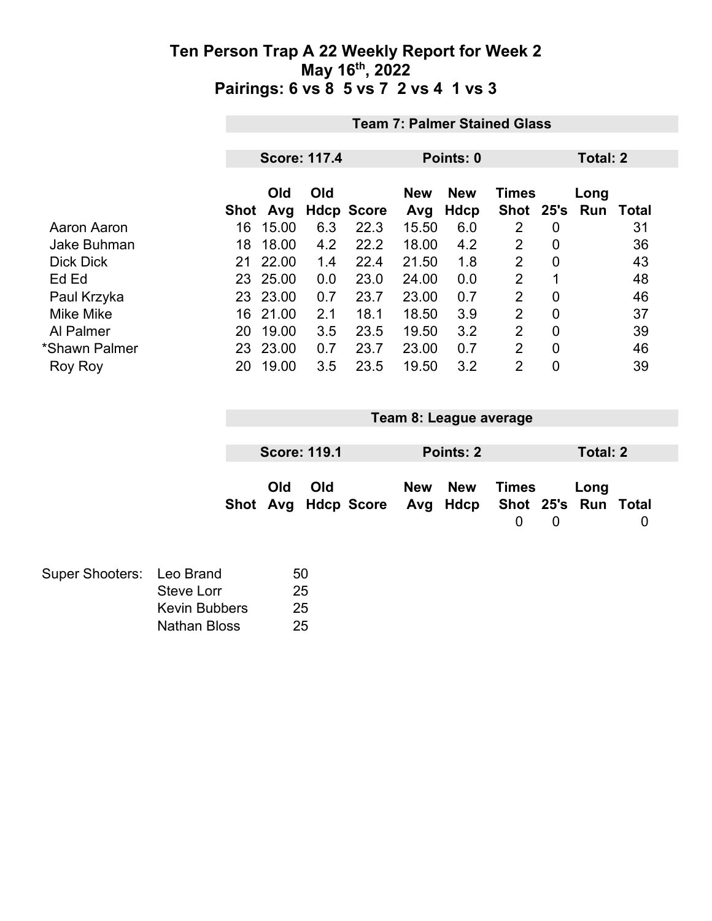# Ten Person Trap A 22 Weekly Report for Week 2
## May 16th, 2022
## Pairings: 6 vs 8 5 vs 7 2 vs 4 1 vs 3

### Team 7: Palmer Stained Glass

**Score: 117.4** | **Points: 0** | **Total: 2**

| | Shot | Old Avg | Old Hdcp | Score | New Avg | New Hdcp | Times Shot | 25's | Long Run | Total |
|---|---|---|---|---|---|---|---|---|---|---|
| Aaron Aaron | 16 | 15.00 | 6.3 | 22.3 | 15.50 | 6.0 | 2 | 0 | | 31 |
| Jake Buhman | 18 | 18.00 | 4.2 | 22.2 | 18.00 | 4.2 | 2 | 0 | | 36 |
| Dick Dick | 21 | 22.00 | 1.4 | 22.4 | 21.50 | 1.8 | 2 | 0 | | 43 |
| Ed Ed | 23 | 25.00 | 0.0 | 23.0 | 24.00 | 0.0 | 2 | 1 | | 48 |
| Paul Krzyka | 23 | 23.00 | 0.7 | 23.7 | 23.00 | 0.7 | 2 | 0 | | 46 |
| Mike Mike | 16 | 21.00 | 2.1 | 18.1 | 18.50 | 3.9 | 2 | 0 | | 37 |
| Al Palmer | 20 | 19.00 | 3.5 | 23.5 | 19.50 | 3.2 | 2 | 0 | | 39 |
| *Shawn Palmer | 23 | 23.00 | 0.7 | 23.7 | 23.00 | 0.7 | 2 | 0 | | 46 |
| Roy Roy | 20 | 19.00 | 3.5 | 23.5 | 19.50 | 3.2 | 2 | 0 | | 39 |

### Team 8: League average

**Score: 119.1** | **Points: 2** | **Total: 2**

| | Shot | Old Avg | Old Hdcp | Score | New Avg | New Hdcp | Times Shot | 25's | Long Run | Total |
|---|---|---|---|---|---|---|---|---|---|---|
| | | | | | | | 0 | 0 | | 0 |

| Super Shooters: | | |
|---|---|---|
| | Leo Brand | 50 |
| | Steve Lorr | 25 |
| | Kevin Bubbers | 25 |
| | Nathan Bloss | 25 |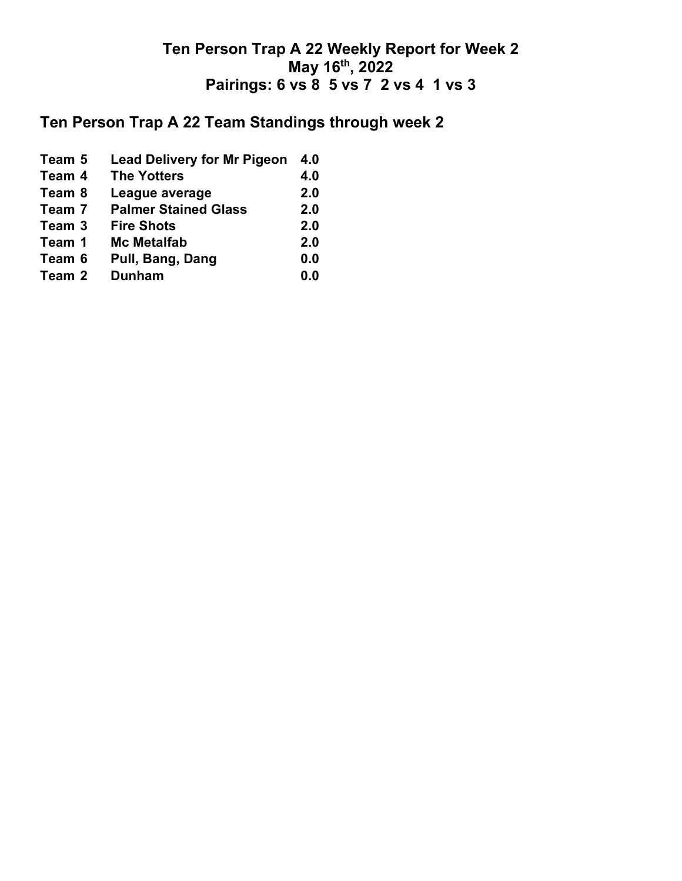# Ten Person Trap A 22 Weekly Report for Week 2
## May 16th, 2022
## Pairings: 6 vs 8  5 vs 7  2 vs 4  1 vs 3

## Ten Person Trap A 22 Team Standings through week 2

| | | |
|---|---|---|
| Team 5 | Lead Delivery for Mr Pigeon | 4.0 |
| Team 4 | The Yotters | 4.0 |
| Team 8 | League average | 2.0 |
| Team 7 | Palmer Stained Glass | 2.0 |
| Team 3 | Fire Shots | 2.0 |
| Team 1 | Mc Metalfab | 2.0 |
| Team 6 | Pull, Bang, Dang | 0.0 |
| Team 2 | Dunham | 0.0 |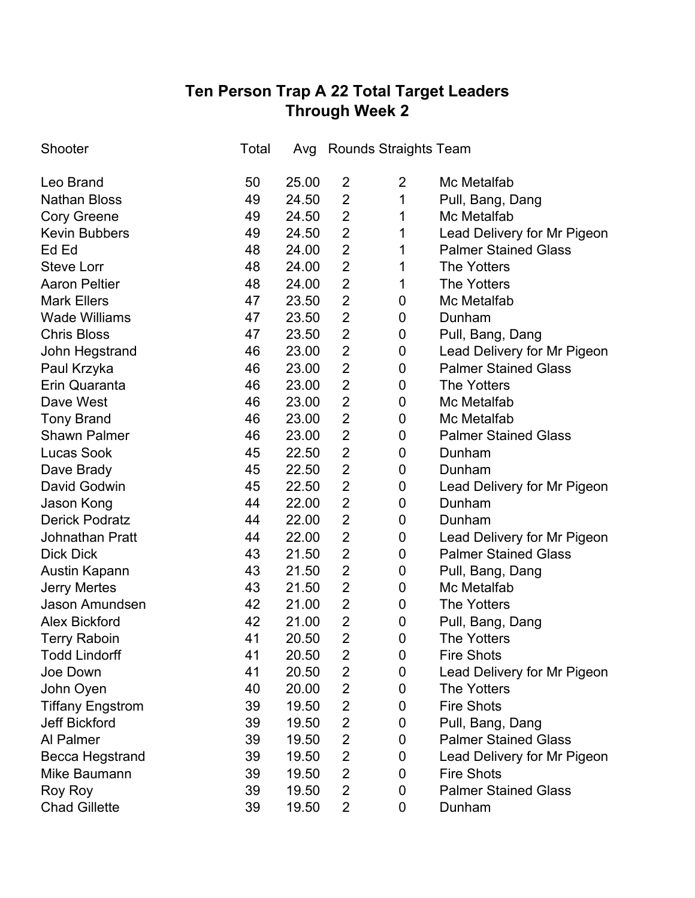# Ten Person Trap A 22 Total Target Leaders
## Through Week 2

| Shooter | Total | Avg | Rounds | Straights | Team |
|---|---|---|---|---|---|
| Leo Brand | 50 | 25.00 | 2 | 2 | Mc Metalfab |
| Nathan Bloss | 49 | 24.50 | 2 | 1 | Pull, Bang, Dang |
| Cory Greene | 49 | 24.50 | 2 | 1 | Mc Metalfab |
| Kevin Bubbers | 49 | 24.50 | 2 | 1 | Lead Delivery for Mr Pigeon |
| Ed Ed | 48 | 24.00 | 2 | 1 | Palmer Stained Glass |
| Steve Lorr | 48 | 24.00 | 2 | 1 | The Yotters |
| Aaron Peltier | 48 | 24.00 | 2 | 1 | The Yotters |
| Mark Ellers | 47 | 23.50 | 2 | 0 | Mc Metalfab |
| Wade Williams | 47 | 23.50 | 2 | 0 | Dunham |
| Chris Bloss | 47 | 23.50 | 2 | 0 | Pull, Bang, Dang |
| John Hegstrand | 46 | 23.00 | 2 | 0 | Lead Delivery for Mr Pigeon |
| Paul Krzyka | 46 | 23.00 | 2 | 0 | Palmer Stained Glass |
| Erin Quaranta | 46 | 23.00 | 2 | 0 | The Yotters |
| Dave West | 46 | 23.00 | 2 | 0 | Mc Metalfab |
| Tony Brand | 46 | 23.00 | 2 | 0 | Mc Metalfab |
| Shawn Palmer | 46 | 23.00 | 2 | 0 | Palmer Stained Glass |
| Lucas Sook | 45 | 22.50 | 2 | 0 | Dunham |
| Dave Brady | 45 | 22.50 | 2 | 0 | Dunham |
| David Godwin | 45 | 22.50 | 2 | 0 | Lead Delivery for Mr Pigeon |
| Jason Kong | 44 | 22.00 | 2 | 0 | Dunham |
| Derick Podratz | 44 | 22.00 | 2 | 0 | Dunham |
| Johnathan Pratt | 44 | 22.00 | 2 | 0 | Lead Delivery for Mr Pigeon |
| Dick Dick | 43 | 21.50 | 2 | 0 | Palmer Stained Glass |
| Austin Kapann | 43 | 21.50 | 2 | 0 | Pull, Bang, Dang |
| Jerry Mertes | 43 | 21.50 | 2 | 0 | Mc Metalfab |
| Jason Amundsen | 42 | 21.00 | 2 | 0 | The Yotters |
| Alex Bickford | 42 | 21.00 | 2 | 0 | Pull, Bang, Dang |
| Terry Raboin | 41 | 20.50 | 2 | 0 | The Yotters |
| Todd Lindorff | 41 | 20.50 | 2 | 0 | Fire Shots |
| Joe Down | 41 | 20.50 | 2 | 0 | Lead Delivery for Mr Pigeon |
| John Oyen | 40 | 20.00 | 2 | 0 | The Yotters |
| Tiffany Engstrom | 39 | 19.50 | 2 | 0 | Fire Shots |
| Jeff Bickford | 39 | 19.50 | 2 | 0 | Pull, Bang, Dang |
| Al Palmer | 39 | 19.50 | 2 | 0 | Palmer Stained Glass |
| Becca Hegstrand | 39 | 19.50 | 2 | 0 | Lead Delivery for Mr Pigeon |
| Mike Baumann | 39 | 19.50 | 2 | 0 | Fire Shots |
| Roy Roy | 39 | 19.50 | 2 | 0 | Palmer Stained Glass |
| Chad Gillette | 39 | 19.50 | 2 | 0 | Dunham |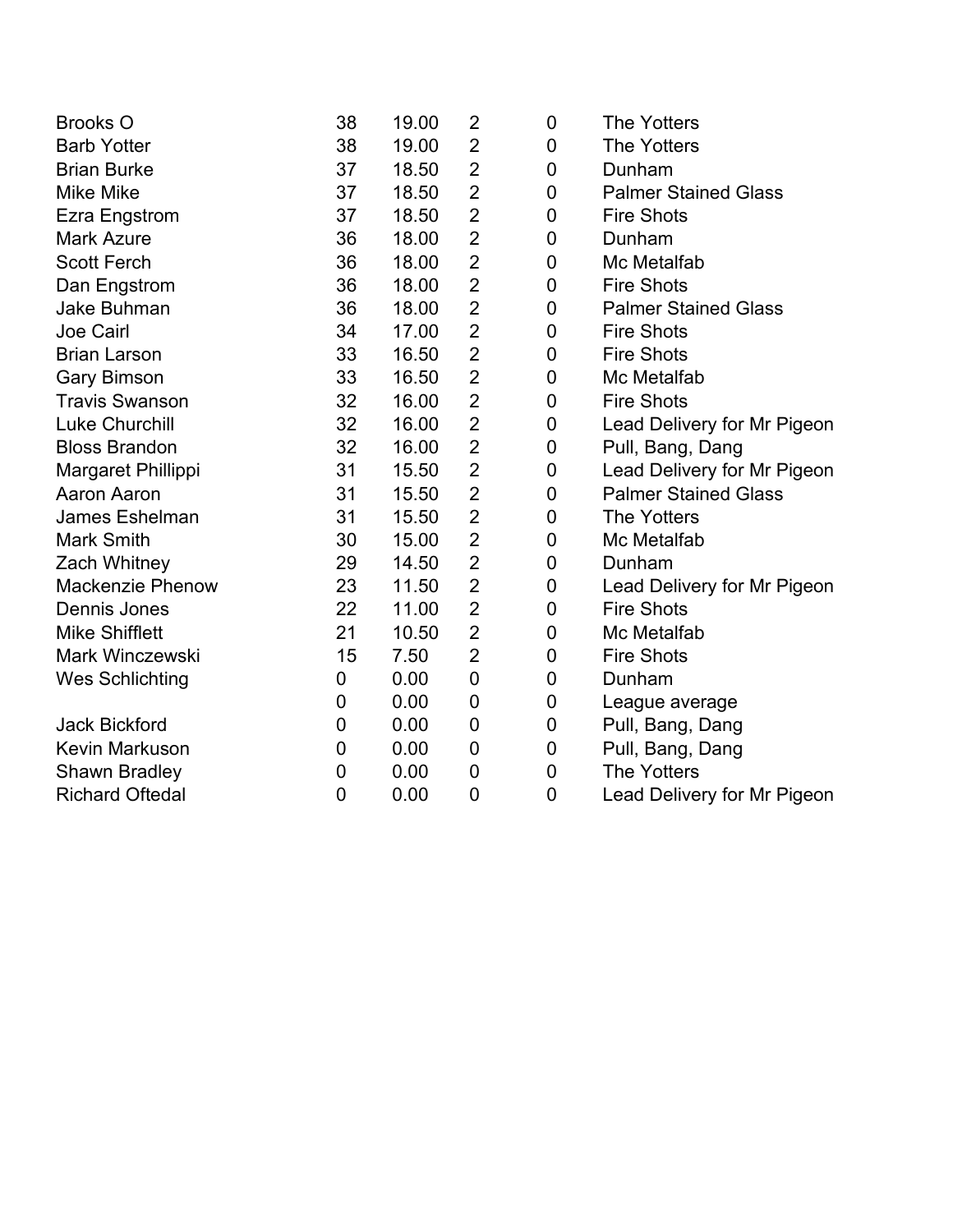| | | | | | |
|---|---|---|---|---|---|
| Brooks O | 38 | 19.00 | 2 | 0 | The Yotters |
| Barb Yotter | 38 | 19.00 | 2 | 0 | The Yotters |
| Brian Burke | 37 | 18.50 | 2 | 0 | Dunham |
| Mike Mike | 37 | 18.50 | 2 | 0 | Palmer Stained Glass |
| Ezra Engstrom | 37 | 18.50 | 2 | 0 | Fire Shots |
| Mark Azure | 36 | 18.00 | 2 | 0 | Dunham |
| Scott Ferch | 36 | 18.00 | 2 | 0 | Mc Metalfab |
| Dan Engstrom | 36 | 18.00 | 2 | 0 | Fire Shots |
| Jake Buhman | 36 | 18.00 | 2 | 0 | Palmer Stained Glass |
| Joe Cairl | 34 | 17.00 | 2 | 0 | Fire Shots |
| Brian Larson | 33 | 16.50 | 2 | 0 | Fire Shots |
| Gary Bimson | 33 | 16.50 | 2 | 0 | Mc Metalfab |
| Travis Swanson | 32 | 16.00 | 2 | 0 | Fire Shots |
| Luke Churchill | 32 | 16.00 | 2 | 0 | Lead Delivery for Mr Pigeon |
| Bloss Brandon | 32 | 16.00 | 2 | 0 | Pull, Bang, Dang |
| Margaret Phillippi | 31 | 15.50 | 2 | 0 | Lead Delivery for Mr Pigeon |
| Aaron Aaron | 31 | 15.50 | 2 | 0 | Palmer Stained Glass |
| James Eshelman | 31 | 15.50 | 2 | 0 | The Yotters |
| Mark Smith | 30 | 15.00 | 2 | 0 | Mc Metalfab |
| Zach Whitney | 29 | 14.50 | 2 | 0 | Dunham |
| Mackenzie Phenow | 23 | 11.50 | 2 | 0 | Lead Delivery for Mr Pigeon |
| Dennis Jones | 22 | 11.00 | 2 | 0 | Fire Shots |
| Mike Shifflett | 21 | 10.50 | 2 | 0 | Mc Metalfab |
| Mark Winczewski | 15 | 7.50 | 2 | 0 | Fire Shots |
| Wes Schlichting | 0 | 0.00 | 0 | 0 | Dunham |
| | 0 | 0.00 | 0 | 0 | League average |
| Jack Bickford | 0 | 0.00 | 0 | 0 | Pull, Bang, Dang |
| Kevin Markuson | 0 | 0.00 | 0 | 0 | Pull, Bang, Dang |
| Shawn Bradley | 0 | 0.00 | 0 | 0 | The Yotters |
| Richard Oftedal | 0 | 0.00 | 0 | 0 | Lead Delivery for Mr Pigeon |